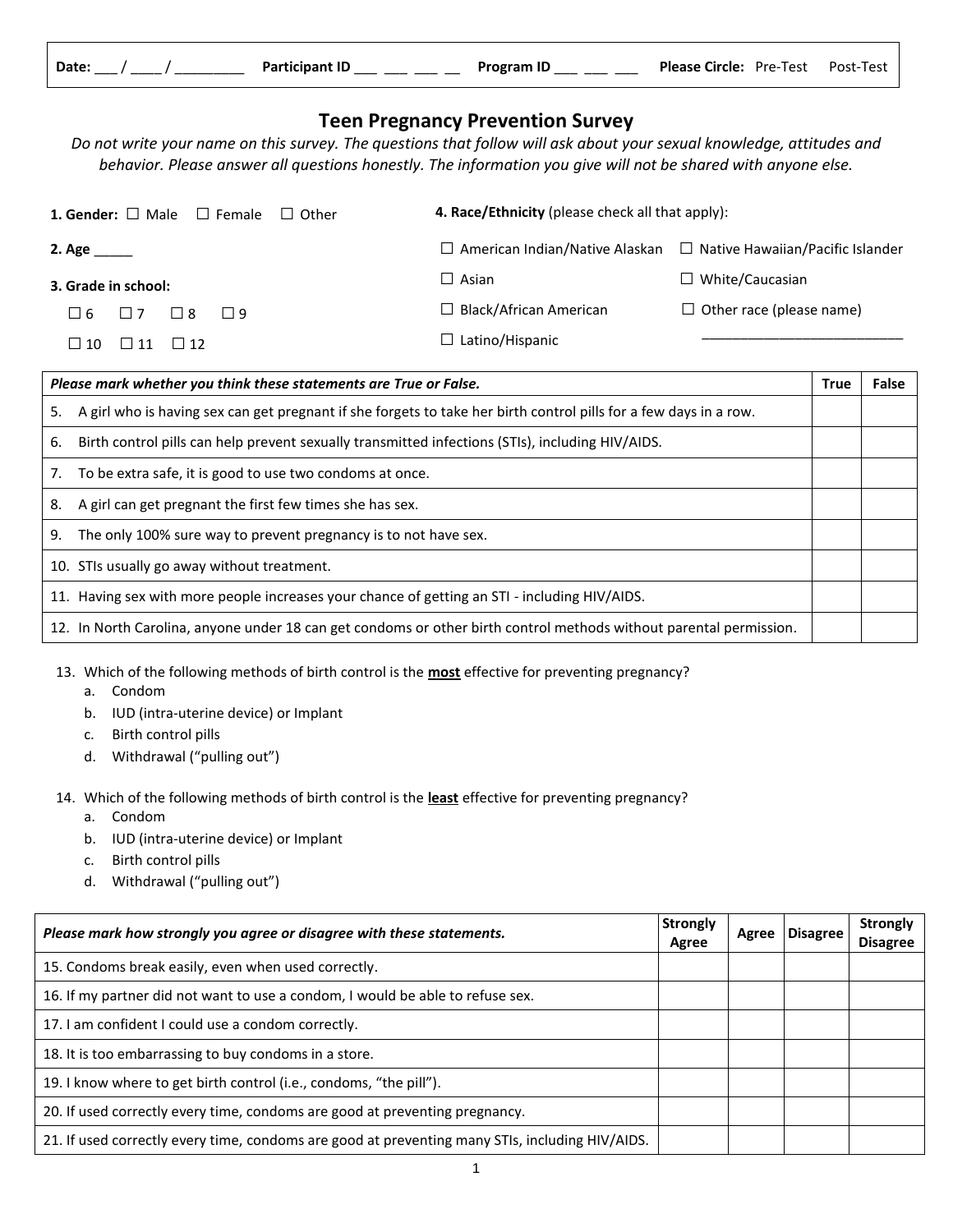**Date:** ___ / ____ / _________ **Participant ID** ___ ___ ___ __ **Program ID** ___ ___ ___ **Please Circle:** Pre-Test Post-Test

# Teen Pregnancy Prevention Survey

*Do not write your name on this survey. The questions that follow will ask about your sexual knowledge, attitudes and behavior. Please answer all questions honestly. The information you give will not be shared with anyone else.*

**1. Gender:** ☐ Male ☐ Female ☐ Other

**2. Age** _____

**3. Grade in school:**

☐ 6 ☐ 7 ☐ 8 ☐ 9

☐ 10 ☐ 11 ☐ 12

**4. Race/Ethnicity** (please check all that apply):

☐ American Indian/Native Alaskan
☐ Asian
☐ Black/African American
☐ Latino/Hispanic
☐ Native Hawaiian/Pacific Islander
☐ White/Caucasian
☐ Other race (please name) ___________________________

| *Please mark whether you think these statements are True or False.* | True | False |
|---|---|---|
| 5. A girl who is having sex can get pregnant if she forgets to take her birth control pills for a few days in a row. | | |
| 6. Birth control pills can help prevent sexually transmitted infections (STIs), including HIV/AIDS. | | |
| 7. To be extra safe, it is good to use two condoms at once. | | |
| 8. A girl can get pregnant the first few times she has sex. | | |
| 9. The only 100% sure way to prevent pregnancy is to not have sex. | | |
| 10. STIs usually go away without treatment. | | |
| 11. Having sex with more people increases your chance of getting an STI - including HIV/AIDS. | | |
| 12. In North Carolina, anyone under 18 can get condoms or other birth control methods without parental permission. | | |

13. Which of the following methods of birth control is the **most** effective for preventing pregnancy?
    a. Condom
    b. IUD (intra-uterine device) or Implant
    c. Birth control pills
    d. Withdrawal ("pulling out")

14. Which of the following methods of birth control is the **least** effective for preventing pregnancy?
    a. Condom
    b. IUD (intra-uterine device) or Implant
    c. Birth control pills
    d. Withdrawal ("pulling out")

| *Please mark how strongly you agree or disagree with these statements.* | Strongly Agree | Agree | Disagree | Strongly Disagree |
|---|---|---|---|---|
| 15. Condoms break easily, even when used correctly. | | | | |
| 16. If my partner did not want to use a condom, I would be able to refuse sex. | | | | |
| 17. I am confident I could use a condom correctly. | | | | |
| 18. It is too embarrassing to buy condoms in a store. | | | | |
| 19. I know where to get birth control (i.e., condoms, "the pill"). | | | | |
| 20. If used correctly every time, condoms are good at preventing pregnancy. | | | | |
| 21. If used correctly every time, condoms are good at preventing many STIs, including HIV/AIDS. | | | | |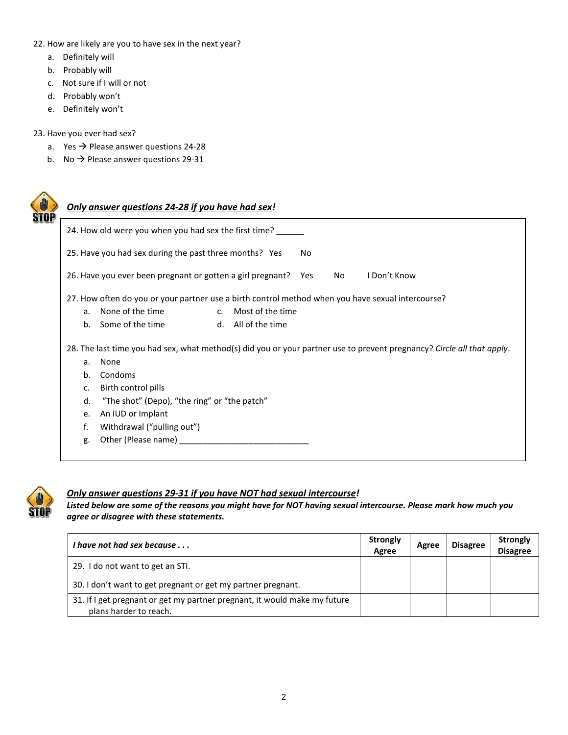22. How are likely are you to have sex in the next year?
    a. Definitely will
    b. Probably will
    c. Not sure if I will or not
    d. Probably won't
    e. Definitely won't

23. Have you ever had sex?
    a. Yes → Please answer questions 24-28
    b. No → Please answer questions 29-31

***Only answer questions 24-28 if you have had sex!***

24. How old were you when you had sex the first time? ______

25. Have you had sex during the past three months? Yes No

26. Have you ever been pregnant or gotten a girl pregnant? Yes No I Don't Know

27. How often do you or your partner use a birth control method when you have sexual intercourse?
    a. None of the time
    b. Some of the time
    c. Most of the time
    d. All of the time

28. The last time you had sex, what method(s) did you or your partner use to prevent pregnancy? *Circle all that apply*.
    a. None
    b. Condoms
    c. Birth control pills
    d. "The shot" (Depo), "the ring" or "the patch"
    e. An IUD or Implant
    f. Withdrawal ("pulling out")
    g. Other (Please name) ____________________________

***Only answer questions 29-31 if you have NOT had sexual intercourse!***
***Listed below are some of the reasons you might have for NOT having sexual intercourse. Please mark how much you agree or disagree with these statements.***

| *I have not had sex because . . .* | Strongly Agree | Agree | Disagree | Strongly Disagree |
|---|---|---|---|---|
| 29. I do not want to get an STI. | | | | |
| 30. I don't want to get pregnant or get my partner pregnant. | | | | |
| 31. If I get pregnant or get my partner pregnant, it would make my future plans harder to reach. | | | | |